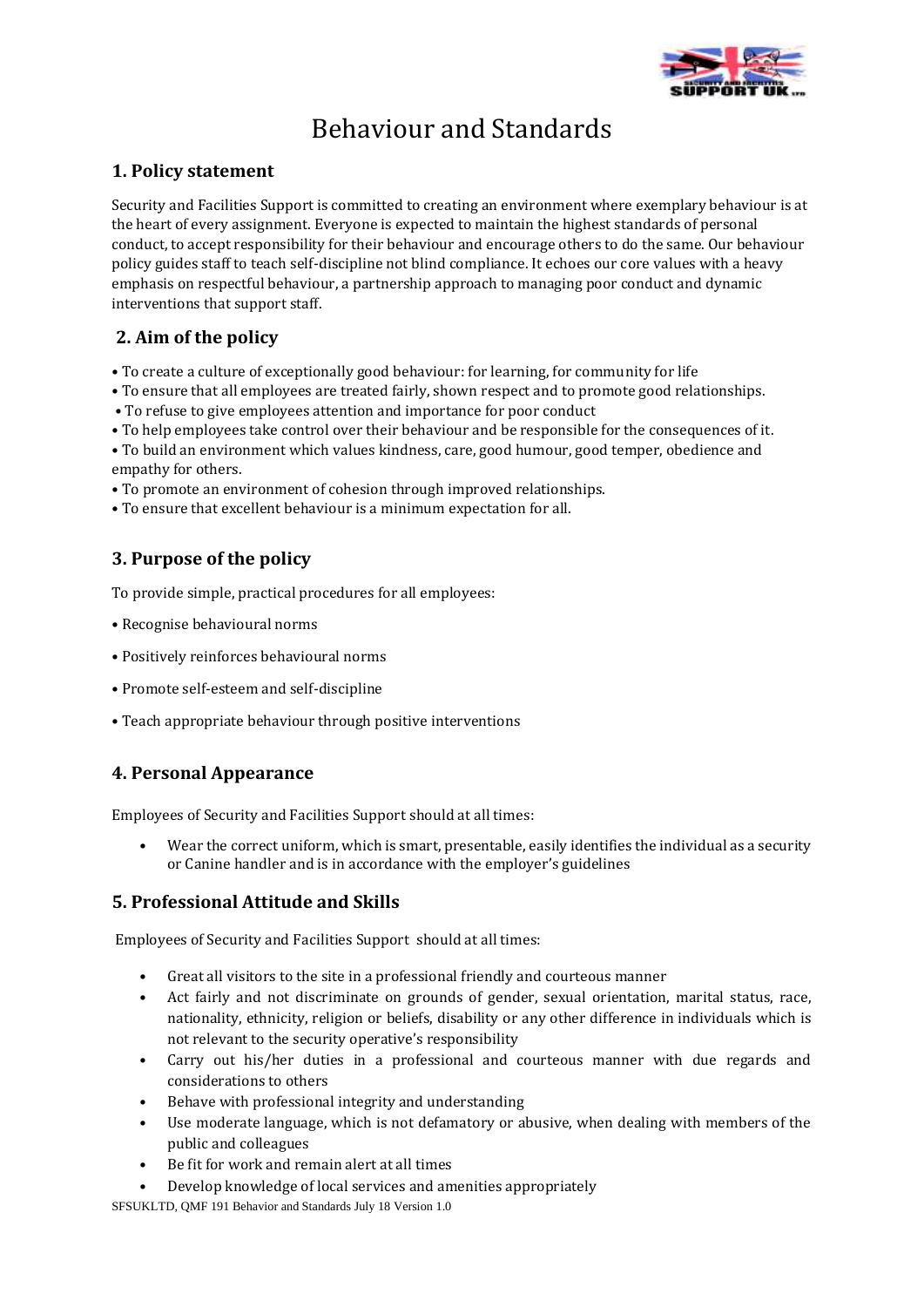# Behaviour and Standards

## 1. Policy statement

Security and Facilities Support is committed to creating an environment where exemplary behaviour is at the heart of every assignment. Everyone is expected to maintain the highest standards of personal conduct, to accept responsibility for their behaviour and encourage others to do the same. Our behaviour policy guides staff to teach self-discipline not blind compliance. It echoes our core values with a heavy emphasis on respectful behaviour, a partnership approach to managing poor conduct and dynamic interventions that support staff.

## 2. Aim of the policy

- To create a culture of exceptionally good behaviour: for learning, for community for life
- To ensure that all employees are treated fairly, shown respect and to promote good relationships.
- To refuse to give employees attention and importance for poor conduct
- To help employees take control over their behaviour and be responsible for the consequences of it.
- To build an environment which values kindness, care, good humour, good temper, obedience and empathy for others.
- To promote an environment of cohesion through improved relationships.
- To ensure that excellent behaviour is a minimum expectation for all.

## 3. Purpose of the policy

To provide simple, practical procedures for all employees:

- Recognise behavioural norms
- Positively reinforces behavioural norms
- Promote self-esteem and self-discipline
- Teach appropriate behaviour through positive interventions

## 4. Personal Appearance

Employees of Security and Facilities Support should at all times:

- Wear the correct uniform, which is smart, presentable, easily identifies the individual as a security or Canine handler and is in accordance with the employer's guidelines

## 5. Professional Attitude and Skills

Employees of Security and Facilities Support should at all times:

- Great all visitors to the site in a professional friendly and courteous manner
- Act fairly and not discriminate on grounds of gender, sexual orientation, marital status, race, nationality, ethnicity, religion or beliefs, disability or any other difference in individuals which is not relevant to the security operative's responsibility
- Carry out his/her duties in a professional and courteous manner with due regards and considerations to others
- Behave with professional integrity and understanding
- Use moderate language, which is not defamatory or abusive, when dealing with members of the public and colleagues
- Be fit for work and remain alert at all times
- Develop knowledge of local services and amenities appropriately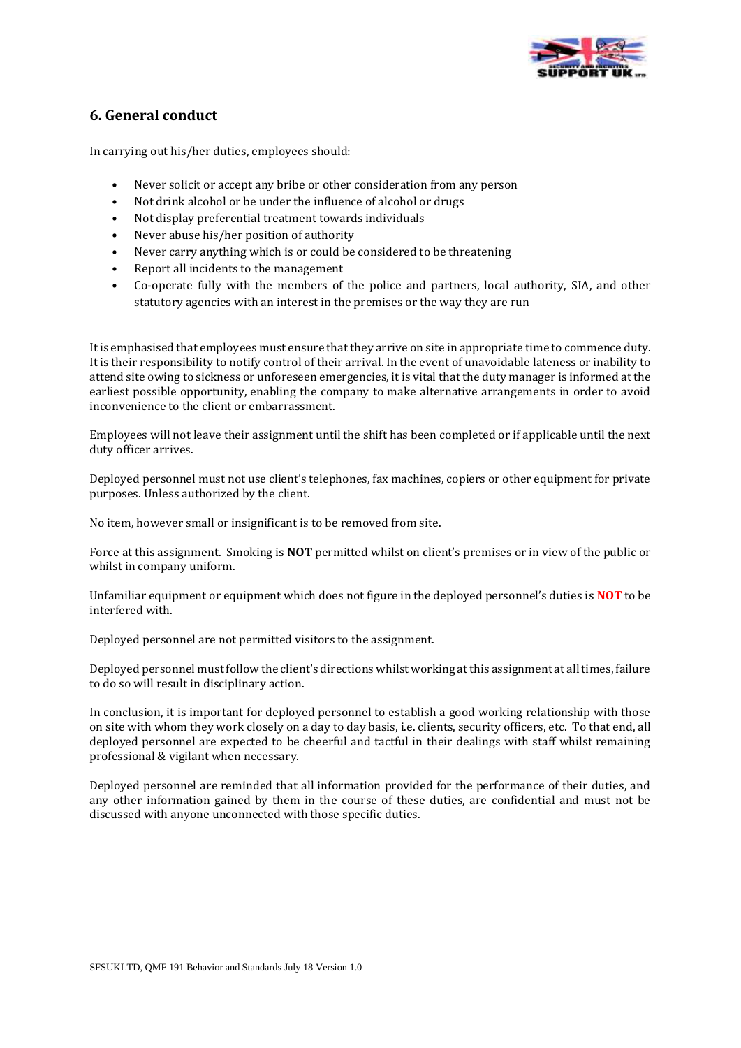## 6. General conduct

In carrying out his/her duties, employees should:

- Never solicit or accept any bribe or other consideration from any person
- Not drink alcohol or be under the influence of alcohol or drugs
- Not display preferential treatment towards individuals
- Never abuse his/her position of authority
- Never carry anything which is or could be considered to be threatening
- Report all incidents to the management
- Co-operate fully with the members of the police and partners, local authority, SIA, and other statutory agencies with an interest in the premises or the way they are run

It is emphasised that employees must ensure that they arrive on site in appropriate time to commence duty. It is their responsibility to notify control of their arrival. In the event of unavoidable lateness or inability to attend site owing to sickness or unforeseen emergencies, it is vital that the duty manager is informed at the earliest possible opportunity, enabling the company to make alternative arrangements in order to avoid inconvenience to the client or embarrassment.

Employees will not leave their assignment until the shift has been completed or if applicable until the next duty officer arrives.

Deployed personnel must not use client's telephones, fax machines, copiers or other equipment for private purposes. Unless authorized by the client.

No item, however small or insignificant is to be removed from site.

Force at this assignment. Smoking is **NOT** permitted whilst on client's premises or in view of the public or whilst in company uniform.

Unfamiliar equipment or equipment which does not figure in the deployed personnel's duties is **NOT** to be interfered with.

Deployed personnel are not permitted visitors to the assignment.

Deployed personnel must follow the client's directions whilst working at this assignment at all times, failure to do so will result in disciplinary action.

In conclusion, it is important for deployed personnel to establish a good working relationship with those on site with whom they work closely on a day to day basis, i.e. clients, security officers, etc. To that end, all deployed personnel are expected to be cheerful and tactful in their dealings with staff whilst remaining professional & vigilant when necessary.

Deployed personnel are reminded that all information provided for the performance of their duties, and any other information gained by them in the course of these duties, are confidential and must not be discussed with anyone unconnected with those specific duties.